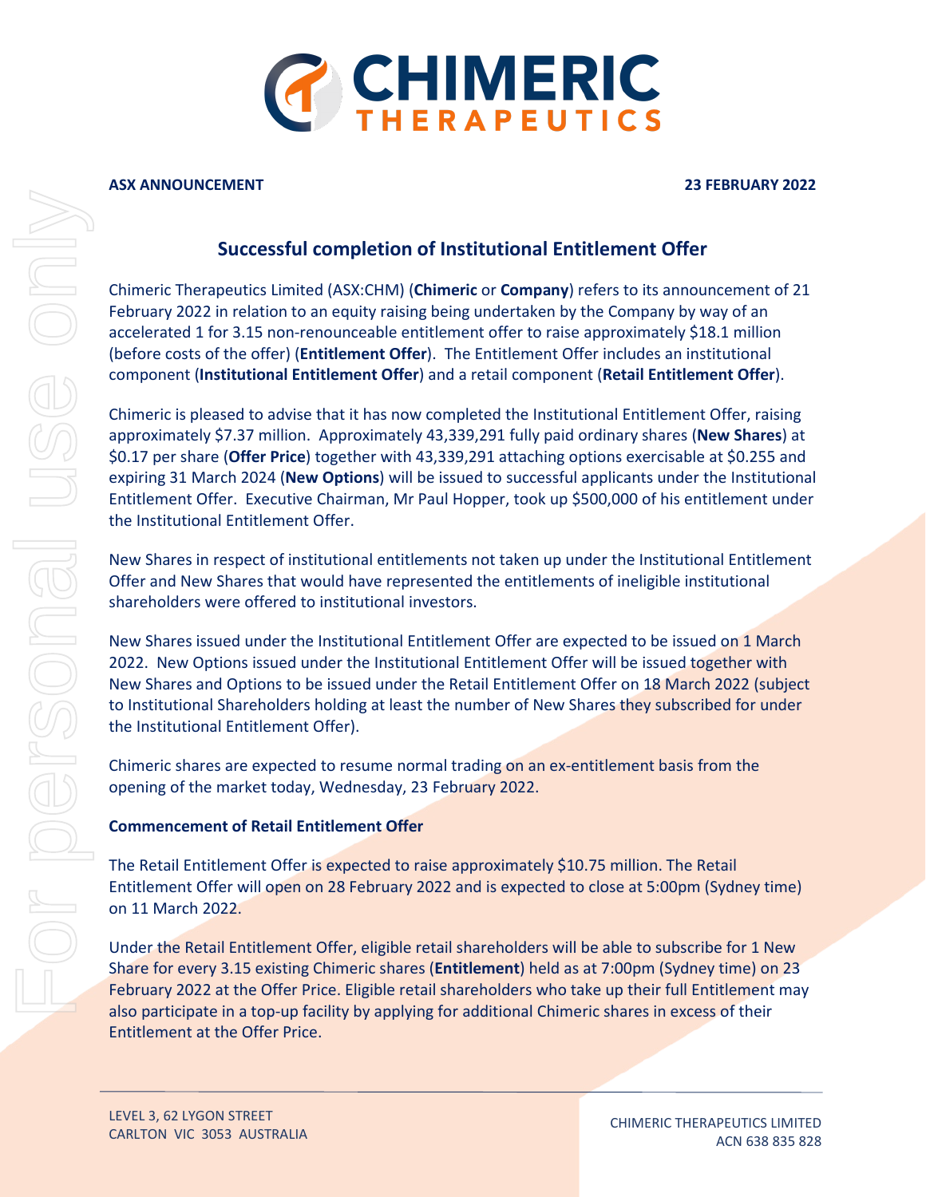**ASX ANNOUNCEMENT** **23 FEBRUARY 2022**

## Successful completion of Institutional Entitlement Offer

Chimeric Therapeutics Limited (ASX:CHM) (**Chimeric** or **Company**) refers to its announcement of 21 February 2022 in relation to an equity raising being undertaken by the Company by way of an accelerated 1 for 3.15 non-renounceable entitlement offer to raise approximately $18.1 million (before costs of the offer) (**Entitlement Offer**). The Entitlement Offer includes an institutional component (**Institutional Entitlement Offer**) and a retail component (**Retail Entitlement Offer**).

Chimeric is pleased to advise that it has now completed the Institutional Entitlement Offer, raising approximately $7.37 million. Approximately 43,339,291 fully paid ordinary shares (**New Shares**) at $0.17 per share (**Offer Price**) together with 43,339,291 attaching options exercisable at $0.255 and expiring 31 March 2024 (**New Options**) will be issued to successful applicants under the Institutional Entitlement Offer. Executive Chairman, Mr Paul Hopper, took up $500,000 of his entitlement under the Institutional Entitlement Offer.

New Shares in respect of institutional entitlements not taken up under the Institutional Entitlement Offer and New Shares that would have represented the entitlements of ineligible institutional shareholders were offered to institutional investors.

New Shares issued under the Institutional Entitlement Offer are expected to be issued on 1 March 2022. New Options issued under the Institutional Entitlement Offer will be issued together with New Shares and Options to be issued under the Retail Entitlement Offer on 18 March 2022 (subject to Institutional Shareholders holding at least the number of New Shares they subscribed for under the Institutional Entitlement Offer).

Chimeric shares are expected to resume normal trading on an ex-entitlement basis from the opening of the market today, Wednesday, 23 February 2022.

### Commencement of Retail Entitlement Offer

The Retail Entitlement Offer is expected to raise approximately $10.75 million. The Retail Entitlement Offer will open on 28 February 2022 and is expected to close at 5:00pm (Sydney time) on 11 March 2022.

Under the Retail Entitlement Offer, eligible retail shareholders will be able to subscribe for 1 New Share for every 3.15 existing Chimeric shares (**Entitlement**) held as at 7:00pm (Sydney time) on 23 February 2022 at the Offer Price. Eligible retail shareholders who take up their full Entitlement may also participate in a top-up facility by applying for additional Chimeric shares in excess of their Entitlement at the Offer Price.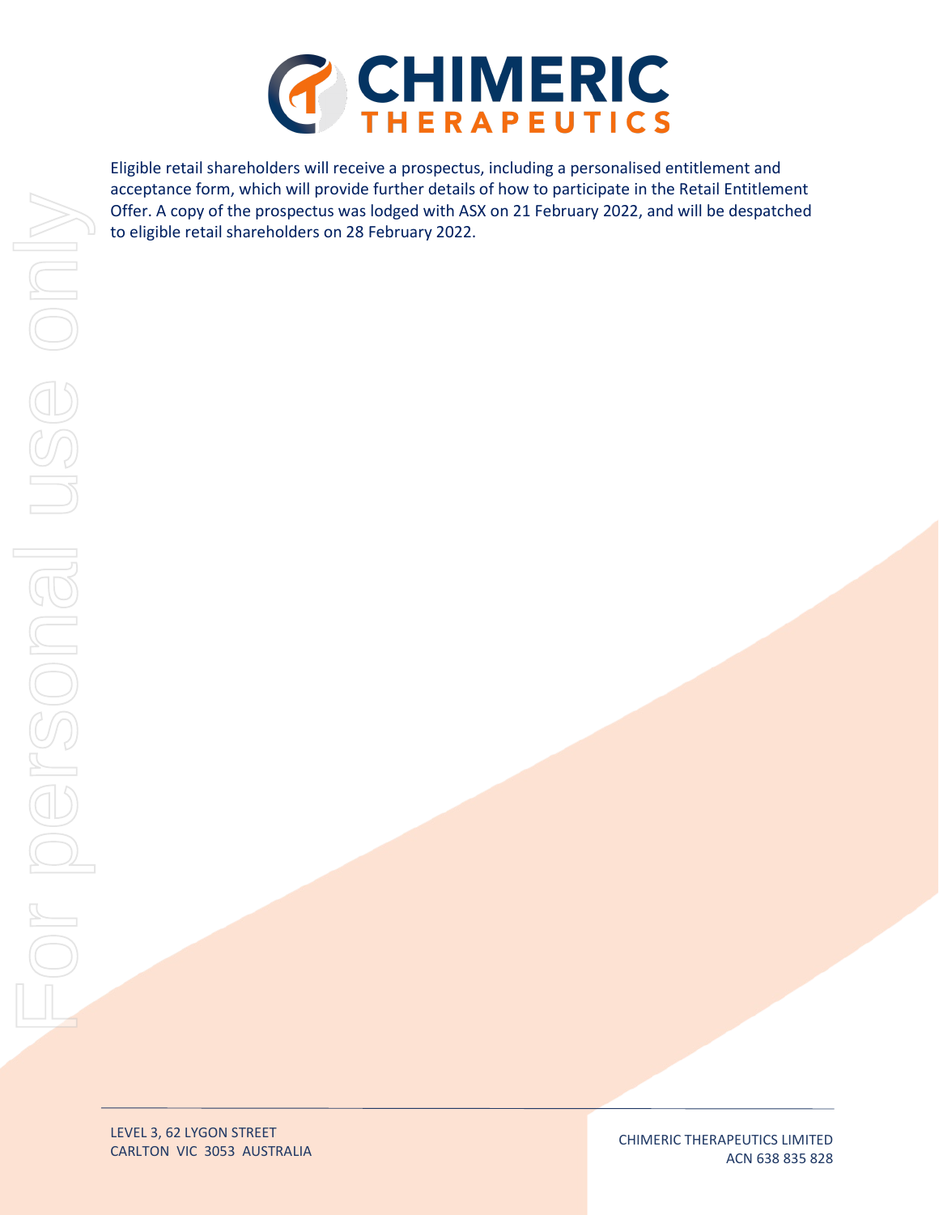Eligible retail shareholders will receive a prospectus, including a personalised entitlement and acceptance form, which will provide further details of how to participate in the Retail Entitlement Offer. A copy of the prospectus was lodged with ASX on 21 February 2022, and will be despatched to eligible retail shareholders on 28 February 2022.